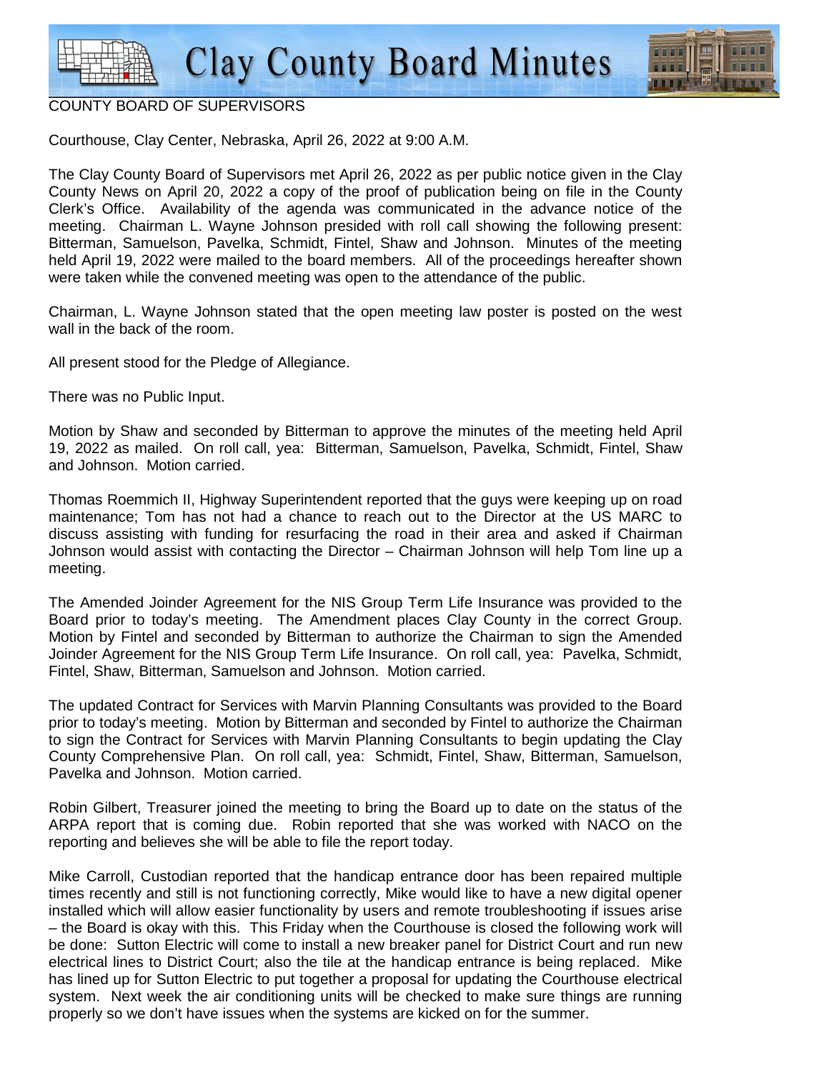# Clay County Board Minutes

## COUNTY BOARD OF SUPERVISORS

Courthouse, Clay Center, Nebraska, April 26, 2022 at 9:00 A.M.

The Clay County Board of Supervisors met April 26, 2022 as per public notice given in the Clay County News on April 20, 2022 a copy of the proof of publication being on file in the County Clerk's Office. Availability of the agenda was communicated in the advance notice of the meeting. Chairman L. Wayne Johnson presided with roll call showing the following present: Bitterman, Samuelson, Pavelka, Schmidt, Fintel, Shaw and Johnson. Minutes of the meeting held April 19, 2022 were mailed to the board members. All of the proceedings hereafter shown were taken while the convened meeting was open to the attendance of the public.

Chairman, L. Wayne Johnson stated that the open meeting law poster is posted on the west wall in the back of the room.

All present stood for the Pledge of Allegiance.

There was no Public Input.

Motion by Shaw and seconded by Bitterman to approve the minutes of the meeting held April 19, 2022 as mailed. On roll call, yea: Bitterman, Samuelson, Pavelka, Schmidt, Fintel, Shaw and Johnson. Motion carried.

Thomas Roemmich II, Highway Superintendent reported that the guys were keeping up on road maintenance; Tom has not had a chance to reach out to the Director at the US MARC to discuss assisting with funding for resurfacing the road in their area and asked if Chairman Johnson would assist with contacting the Director – Chairman Johnson will help Tom line up a meeting.

The Amended Joinder Agreement for the NIS Group Term Life Insurance was provided to the Board prior to today's meeting. The Amendment places Clay County in the correct Group. Motion by Fintel and seconded by Bitterman to authorize the Chairman to sign the Amended Joinder Agreement for the NIS Group Term Life Insurance. On roll call, yea: Pavelka, Schmidt, Fintel, Shaw, Bitterman, Samuelson and Johnson. Motion carried.

The updated Contract for Services with Marvin Planning Consultants was provided to the Board prior to today's meeting. Motion by Bitterman and seconded by Fintel to authorize the Chairman to sign the Contract for Services with Marvin Planning Consultants to begin updating the Clay County Comprehensive Plan. On roll call, yea: Schmidt, Fintel, Shaw, Bitterman, Samuelson, Pavelka and Johnson. Motion carried.

Robin Gilbert, Treasurer joined the meeting to bring the Board up to date on the status of the ARPA report that is coming due. Robin reported that she was worked with NACO on the reporting and believes she will be able to file the report today.

Mike Carroll, Custodian reported that the handicap entrance door has been repaired multiple times recently and still is not functioning correctly, Mike would like to have a new digital opener installed which will allow easier functionality by users and remote troubleshooting if issues arise – the Board is okay with this. This Friday when the Courthouse is closed the following work will be done: Sutton Electric will come to install a new breaker panel for District Court and run new electrical lines to District Court; also the tile at the handicap entrance is being replaced. Mike has lined up for Sutton Electric to put together a proposal for updating the Courthouse electrical system. Next week the air conditioning units will be checked to make sure things are running properly so we don't have issues when the systems are kicked on for the summer.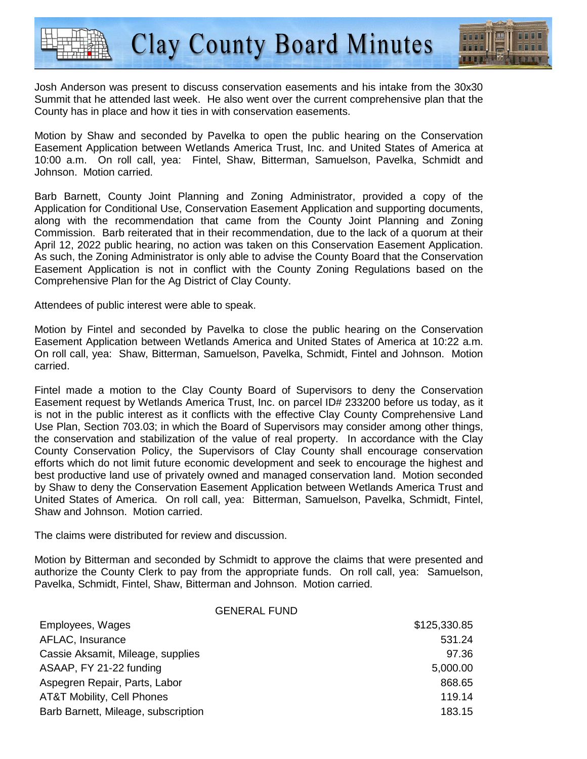Josh Anderson was present to discuss conservation easements and his intake from the 30x30 Summit that he attended last week. He also went over the current comprehensive plan that the County has in place and how it ties in with conservation easements.

Motion by Shaw and seconded by Pavelka to open the public hearing on the Conservation Easement Application between Wetlands America Trust, Inc. and United States of America at 10:00 a.m. On roll call, yea: Fintel, Shaw, Bitterman, Samuelson, Pavelka, Schmidt and Johnson. Motion carried.

Barb Barnett, County Joint Planning and Zoning Administrator, provided a copy of the Application for Conditional Use, Conservation Easement Application and supporting documents, along with the recommendation that came from the County Joint Planning and Zoning Commission. Barb reiterated that in their recommendation, due to the lack of a quorum at their April 12, 2022 public hearing, no action was taken on this Conservation Easement Application. As such, the Zoning Administrator is only able to advise the County Board that the Conservation Easement Application is not in conflict with the County Zoning Regulations based on the Comprehensive Plan for the Ag District of Clay County.

Attendees of public interest were able to speak.

Motion by Fintel and seconded by Pavelka to close the public hearing on the Conservation Easement Application between Wetlands America and United States of America at 10:22 a.m. On roll call, yea: Shaw, Bitterman, Samuelson, Pavelka, Schmidt, Fintel and Johnson. Motion carried.

Fintel made a motion to the Clay County Board of Supervisors to deny the Conservation Easement request by Wetlands America Trust, Inc. on parcel ID# 233200 before us today, as it is not in the public interest as it conflicts with the effective Clay County Comprehensive Land Use Plan, Section 703.03; in which the Board of Supervisors may consider among other things, the conservation and stabilization of the value of real property. In accordance with the Clay County Conservation Policy, the Supervisors of Clay County shall encourage conservation efforts which do not limit future economic development and seek to encourage the highest and best productive land use of privately owned and managed conservation land. Motion seconded by Shaw to deny the Conservation Easement Application between Wetlands America Trust and United States of America. On roll call, yea: Bitterman, Samuelson, Pavelka, Schmidt, Fintel, Shaw and Johnson. Motion carried.

The claims were distributed for review and discussion.

Motion by Bitterman and seconded by Schmidt to approve the claims that were presented and authorize the County Clerk to pay from the appropriate funds. On roll call, yea: Samuelson, Pavelka, Schmidt, Fintel, Shaw, Bitterman and Johnson. Motion carried.

GENERAL FUND

| | |
|---|---|
| Employees, Wages | $125,330.85 |
| AFLAC, Insurance | 531.24 |
| Cassie Aksamit, Mileage, supplies | 97.36 |
| ASAAP, FY 21-22 funding | 5,000.00 |
| Aspegren Repair, Parts, Labor | 868.65 |
| AT&T Mobility, Cell Phones | 119.14 |
| Barb Barnett, Mileage, subscription | 183.15 |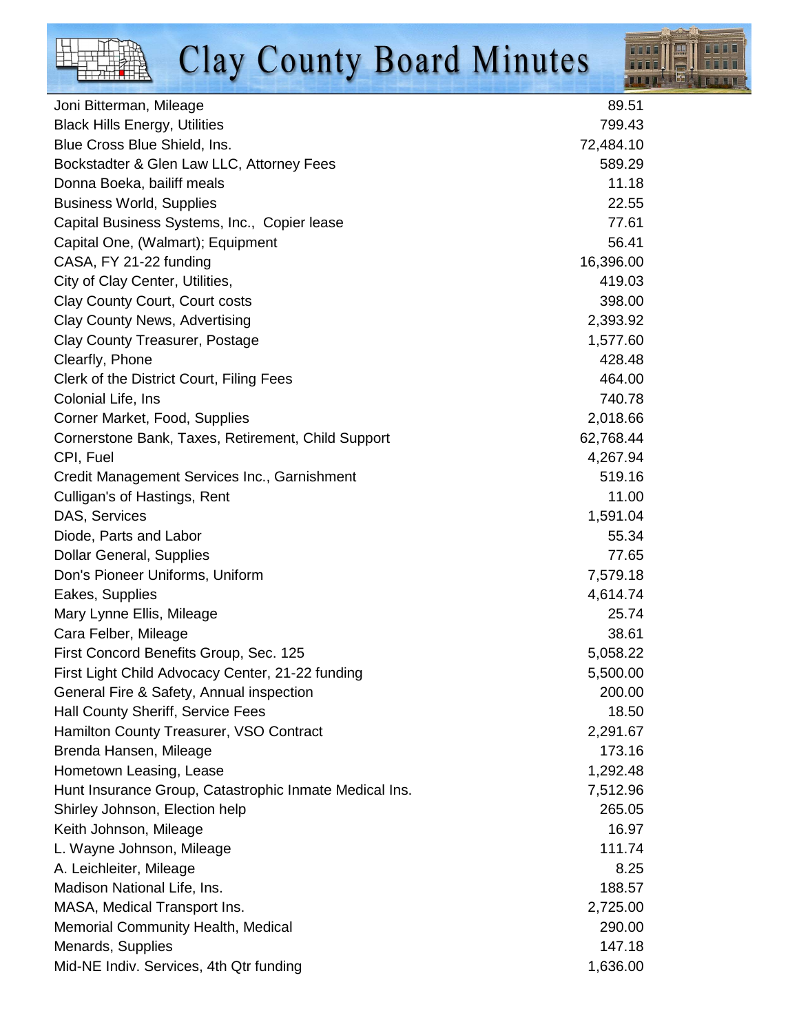| | |
|---|---|
| Joni Bitterman, Mileage | 89.51 |
| Black Hills Energy, Utilities | 799.43 |
| Blue Cross Blue Shield, Ins. | 72,484.10 |
| Bockstadter & Glen Law LLC, Attorney Fees | 589.29 |
| Donna Boeka, bailiff meals | 11.18 |
| Business World, Supplies | 22.55 |
| Capital Business Systems, Inc., Copier lease | 77.61 |
| Capital One, (Walmart); Equipment | 56.41 |
| CASA, FY 21-22 funding | 16,396.00 |
| City of Clay Center, Utilities, | 419.03 |
| Clay County Court, Court costs | 398.00 |
| Clay County News, Advertising | 2,393.92 |
| Clay County Treasurer, Postage | 1,577.60 |
| Clearfly, Phone | 428.48 |
| Clerk of the District Court, Filing Fees | 464.00 |
| Colonial Life, Ins | 740.78 |
| Corner Market, Food, Supplies | 2,018.66 |
| Cornerstone Bank, Taxes, Retirement, Child Support | 62,768.44 |
| CPI, Fuel | 4,267.94 |
| Credit Management Services Inc., Garnishment | 519.16 |
| Culligan's of Hastings, Rent | 11.00 |
| DAS, Services | 1,591.04 |
| Diode, Parts and Labor | 55.34 |
| Dollar General, Supplies | 77.65 |
| Don's Pioneer Uniforms, Uniform | 7,579.18 |
| Eakes, Supplies | 4,614.74 |
| Mary Lynne Ellis, Mileage | 25.74 |
| Cara Felber, Mileage | 38.61 |
| First Concord Benefits Group, Sec. 125 | 5,058.22 |
| First Light Child Advocacy Center, 21-22 funding | 5,500.00 |
| General Fire & Safety, Annual inspection | 200.00 |
| Hall County Sheriff, Service Fees | 18.50 |
| Hamilton County Treasurer, VSO Contract | 2,291.67 |
| Brenda Hansen, Mileage | 173.16 |
| Hometown Leasing, Lease | 1,292.48 |
| Hunt Insurance Group, Catastrophic Inmate Medical Ins. | 7,512.96 |
| Shirley Johnson, Election help | 265.05 |
| Keith Johnson, Mileage | 16.97 |
| L. Wayne Johnson, Mileage | 111.74 |
| A. Leichleiter, Mileage | 8.25 |
| Madison National Life, Ins. | 188.57 |
| MASA, Medical Transport Ins. | 2,725.00 |
| Memorial Community Health, Medical | 290.00 |
| Menards, Supplies | 147.18 |
| Mid-NE Indiv. Services, 4th Qtr funding | 1,636.00 |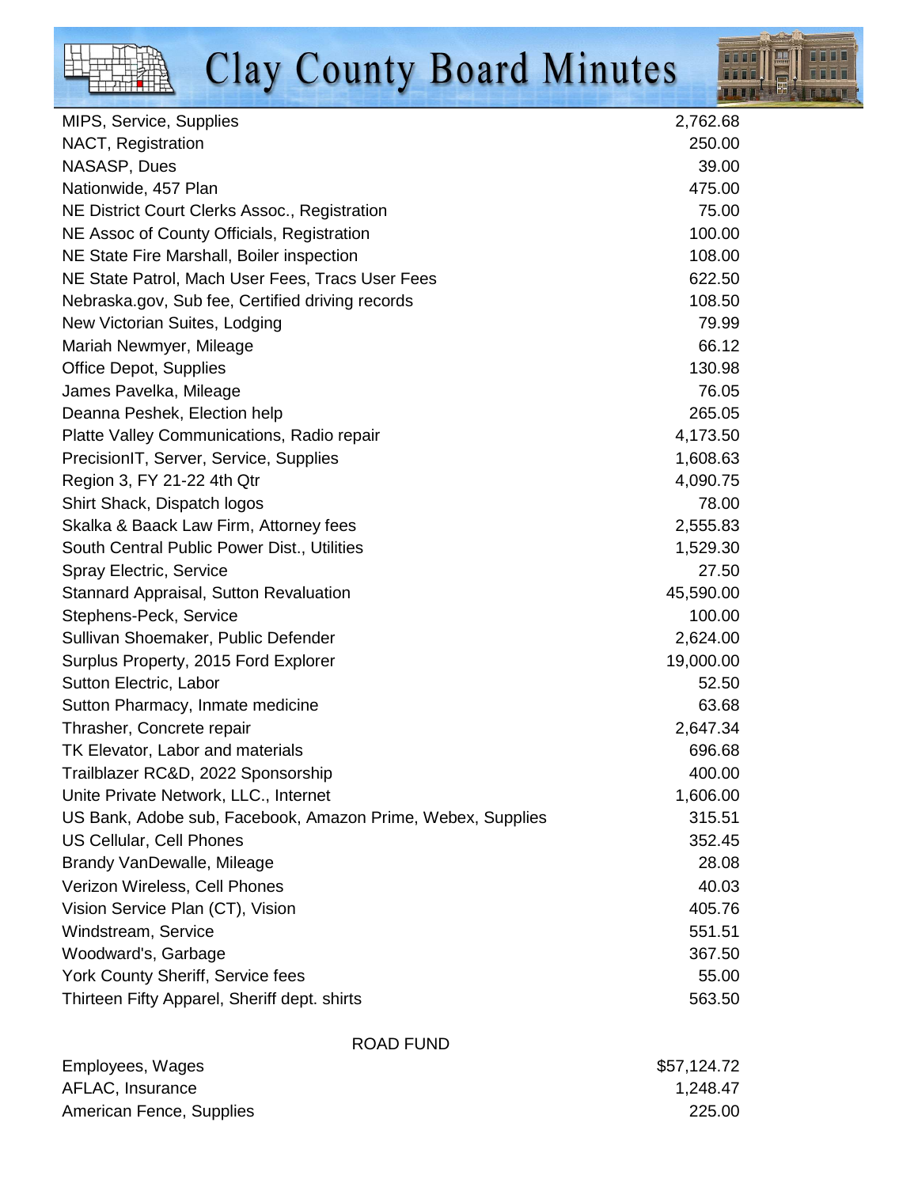| | |
|---|---|
| MIPS, Service, Supplies | 2,762.68 |
| NACT, Registration | 250.00 |
| NASASP, Dues | 39.00 |
| Nationwide, 457 Plan | 475.00 |
| NE District Court Clerks Assoc., Registration | 75.00 |
| NE Assoc of County Officials, Registration | 100.00 |
| NE State Fire Marshall, Boiler inspection | 108.00 |
| NE State Patrol, Mach User Fees, Tracs User Fees | 622.50 |
| Nebraska.gov, Sub fee, Certified driving records | 108.50 |
| New Victorian Suites, Lodging | 79.99 |
| Mariah Newmyer, Mileage | 66.12 |
| Office Depot, Supplies | 130.98 |
| James Pavelka, Mileage | 76.05 |
| Deanna Peshek, Election help | 265.05 |
| Platte Valley Communications, Radio repair | 4,173.50 |
| PrecisionIT, Server, Service, Supplies | 1,608.63 |
| Region 3, FY 21-22 4th Qtr | 4,090.75 |
| Shirt Shack, Dispatch logos | 78.00 |
| Skalka & Baack Law Firm, Attorney fees | 2,555.83 |
| South Central Public Power Dist., Utilities | 1,529.30 |
| Spray Electric, Service | 27.50 |
| Stannard Appraisal, Sutton Revaluation | 45,590.00 |
| Stephens-Peck, Service | 100.00 |
| Sullivan Shoemaker, Public Defender | 2,624.00 |
| Surplus Property, 2015 Ford Explorer | 19,000.00 |
| Sutton Electric, Labor | 52.50 |
| Sutton Pharmacy, Inmate medicine | 63.68 |
| Thrasher, Concrete repair | 2,647.34 |
| TK Elevator, Labor and materials | 696.68 |
| Trailblazer RC&D, 2022 Sponsorship | 400.00 |
| Unite Private Network, LLC., Internet | 1,606.00 |
| US Bank, Adobe sub, Facebook, Amazon Prime, Webex, Supplies | 315.51 |
| US Cellular, Cell Phones | 352.45 |
| Brandy VanDewalle, Mileage | 28.08 |
| Verizon Wireless, Cell Phones | 40.03 |
| Vision Service Plan (CT), Vision | 405.76 |
| Windstream, Service | 551.51 |
| Woodward's, Garbage | 367.50 |
| York County Sheriff, Service fees | 55.00 |
| Thirteen Fifty Apparel, Sheriff dept. shirts | 563.50 |

ROAD FUND

| | |
|---|---|
| Employees, Wages | $57,124.72 |
| AFLAC, Insurance | 1,248.47 |
| American Fence, Supplies | 225.00 |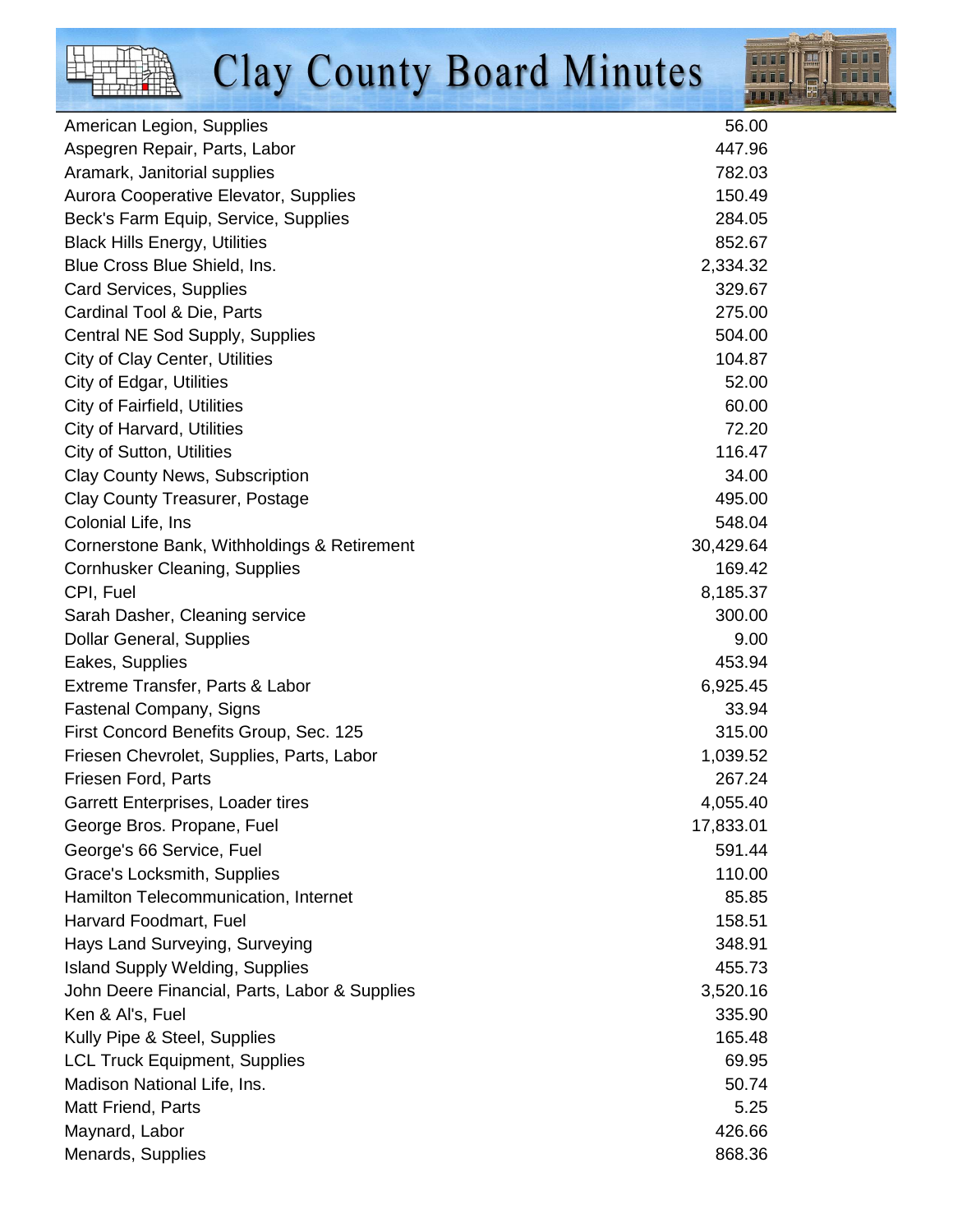| | |
|---|---|
| American Legion, Supplies | 56.00 |
| Aspegren Repair, Parts, Labor | 447.96 |
| Aramark, Janitorial supplies | 782.03 |
| Aurora Cooperative Elevator, Supplies | 150.49 |
| Beck's Farm Equip, Service, Supplies | 284.05 |
| Black Hills Energy, Utilities | 852.67 |
| Blue Cross Blue Shield, Ins. | 2,334.32 |
| Card Services, Supplies | 329.67 |
| Cardinal Tool & Die, Parts | 275.00 |
| Central NE Sod Supply, Supplies | 504.00 |
| City of Clay Center, Utilities | 104.87 |
| City of Edgar, Utilities | 52.00 |
| City of Fairfield, Utilities | 60.00 |
| City of Harvard, Utilities | 72.20 |
| City of Sutton, Utilities | 116.47 |
| Clay County News, Subscription | 34.00 |
| Clay County Treasurer, Postage | 495.00 |
| Colonial Life, Ins | 548.04 |
| Cornerstone Bank, Withholdings & Retirement | 30,429.64 |
| Cornhusker Cleaning, Supplies | 169.42 |
| CPI, Fuel | 8,185.37 |
| Sarah Dasher, Cleaning service | 300.00 |
| Dollar General, Supplies | 9.00 |
| Eakes, Supplies | 453.94 |
| Extreme Transfer, Parts & Labor | 6,925.45 |
| Fastenal Company, Signs | 33.94 |
| First Concord Benefits Group, Sec. 125 | 315.00 |
| Friesen Chevrolet, Supplies, Parts, Labor | 1,039.52 |
| Friesen Ford, Parts | 267.24 |
| Garrett Enterprises, Loader tires | 4,055.40 |
| George Bros. Propane, Fuel | 17,833.01 |
| George's 66 Service, Fuel | 591.44 |
| Grace's Locksmith, Supplies | 110.00 |
| Hamilton Telecommunication, Internet | 85.85 |
| Harvard Foodmart, Fuel | 158.51 |
| Hays Land Surveying, Surveying | 348.91 |
| Island Supply Welding, Supplies | 455.73 |
| John Deere Financial, Parts, Labor & Supplies | 3,520.16 |
| Ken & Al's, Fuel | 335.90 |
| Kully Pipe & Steel, Supplies | 165.48 |
| LCL Truck Equipment, Supplies | 69.95 |
| Madison National Life, Ins. | 50.74 |
| Matt Friend, Parts | 5.25 |
| Maynard, Labor | 426.66 |
| Menards, Supplies | 868.36 |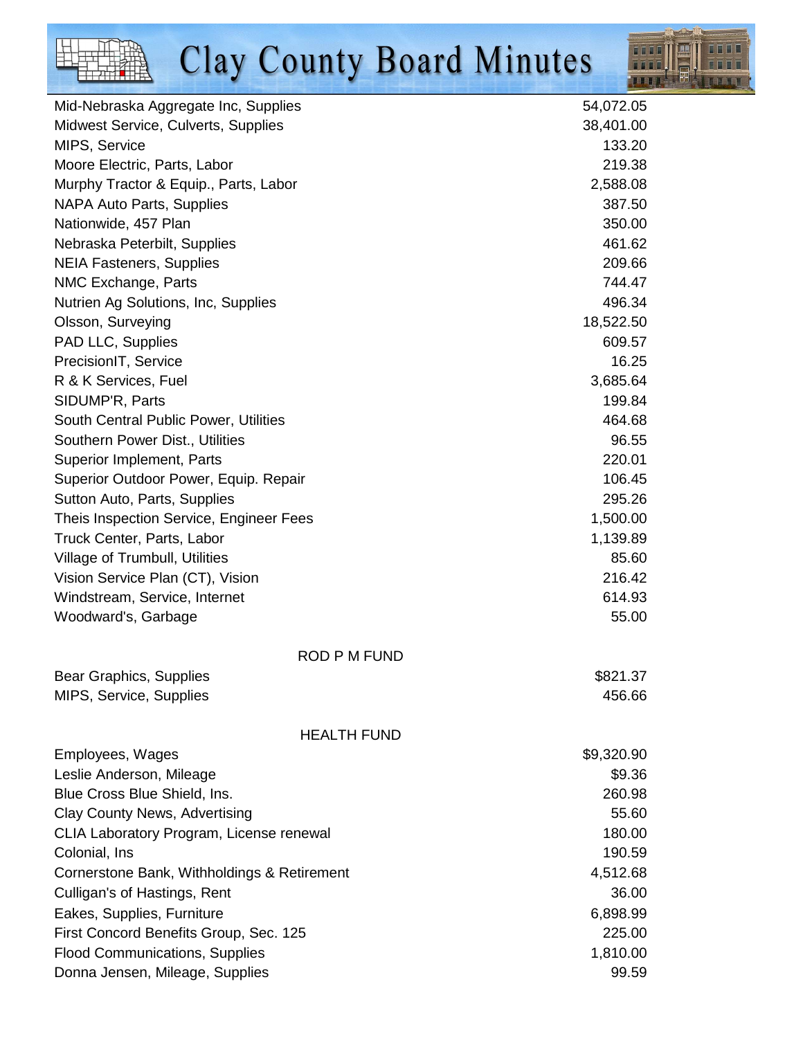| | |
|---|---|
| Mid-Nebraska Aggregate Inc, Supplies | 54,072.05 |
| Midwest Service, Culverts, Supplies | 38,401.00 |
| MIPS, Service | 133.20 |
| Moore Electric, Parts, Labor | 219.38 |
| Murphy Tractor & Equip., Parts, Labor | 2,588.08 |
| NAPA Auto Parts, Supplies | 387.50 |
| Nationwide, 457 Plan | 350.00 |
| Nebraska Peterbilt, Supplies | 461.62 |
| NEIA Fasteners, Supplies | 209.66 |
| NMC Exchange, Parts | 744.47 |
| Nutrien Ag Solutions, Inc, Supplies | 496.34 |
| Olsson, Surveying | 18,522.50 |
| PAD LLC, Supplies | 609.57 |
| PrecisionIT, Service | 16.25 |
| R & K Services, Fuel | 3,685.64 |
| SIDUMP'R, Parts | 199.84 |
| South Central Public Power, Utilities | 464.68 |
| Southern Power Dist., Utilities | 96.55 |
| Superior Implement, Parts | 220.01 |
| Superior Outdoor Power, Equip. Repair | 106.45 |
| Sutton Auto, Parts, Supplies | 295.26 |
| Theis Inspection Service, Engineer Fees | 1,500.00 |
| Truck Center, Parts, Labor | 1,139.89 |
| Village of Trumbull, Utilities | 85.60 |
| Vision Service Plan (CT), Vision | 216.42 |
| Windstream, Service, Internet | 614.93 |
| Woodward's, Garbage | 55.00 |

ROD P M FUND

| | |
|---|---|
| Bear Graphics, Supplies | $821.37 |
| MIPS, Service, Supplies | 456.66 |

HEALTH FUND

| | |
|---|---|
| Employees, Wages | $9,320.90 |
| Leslie Anderson, Mileage | $9.36 |
| Blue Cross Blue Shield, Ins. | 260.98 |
| Clay County News, Advertising | 55.60 |
| CLIA Laboratory Program, License renewal | 180.00 |
| Colonial, Ins | 190.59 |
| Cornerstone Bank, Withholdings & Retirement | 4,512.68 |
| Culligan's of Hastings, Rent | 36.00 |
| Eakes, Supplies, Furniture | 6,898.99 |
| First Concord Benefits Group, Sec. 125 | 225.00 |
| Flood Communications, Supplies | 1,810.00 |
| Donna Jensen, Mileage, Supplies | 99.59 |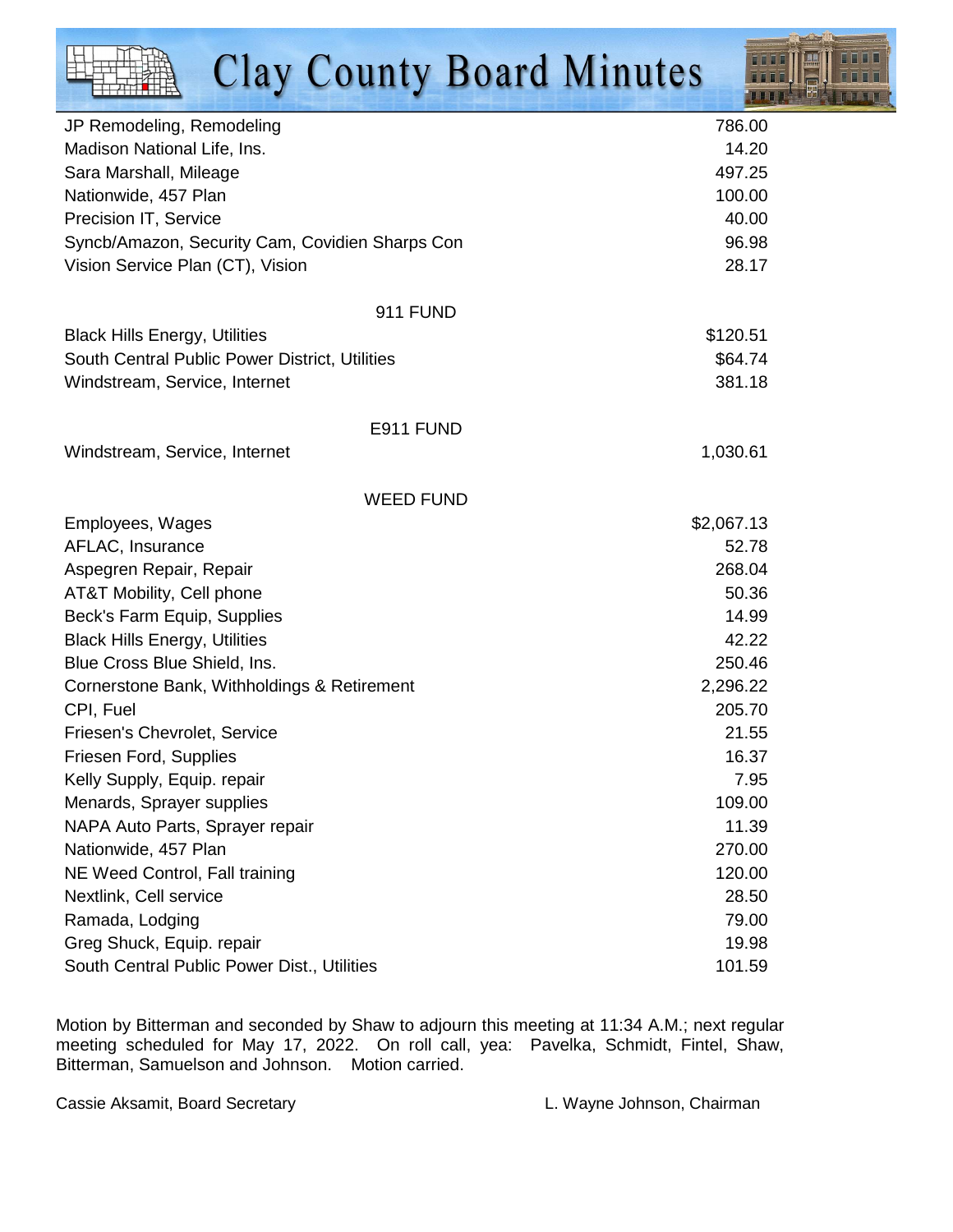| | |
|---|---|
| JP Remodeling, Remodeling | 786.00 |
| Madison National Life, Ins. | 14.20 |
| Sara Marshall, Mileage | 497.25 |
| Nationwide, 457 Plan | 100.00 |
| Precision IT, Service | 40.00 |
| Syncb/Amazon, Security Cam, Covidien Sharps Con | 96.98 |
| Vision Service Plan (CT), Vision | 28.17 |

911 FUND

| | |
|---|---|
| Black Hills Energy, Utilities | $120.51 |
| South Central Public Power District, Utilities | $64.74 |
| Windstream, Service, Internet | 381.18 |

E911 FUND

| | |
|---|---|
| Windstream, Service, Internet | 1,030.61 |

WEED FUND

| | |
|---|---|
| Employees, Wages | $2,067.13 |
| AFLAC, Insurance | 52.78 |
| Aspegren Repair, Repair | 268.04 |
| AT&T Mobility, Cell phone | 50.36 |
| Beck's Farm Equip, Supplies | 14.99 |
| Black Hills Energy, Utilities | 42.22 |
| Blue Cross Blue Shield, Ins. | 250.46 |
| Cornerstone Bank, Withholdings & Retirement | 2,296.22 |
| CPI, Fuel | 205.70 |
| Friesen's Chevrolet, Service | 21.55 |
| Friesen Ford, Supplies | 16.37 |
| Kelly Supply, Equip. repair | 7.95 |
| Menards, Sprayer supplies | 109.00 |
| NAPA Auto Parts, Sprayer repair | 11.39 |
| Nationwide, 457 Plan | 270.00 |
| NE Weed Control, Fall training | 120.00 |
| Nextlink, Cell service | 28.50 |
| Ramada, Lodging | 79.00 |
| Greg Shuck, Equip. repair | 19.98 |
| South Central Public Power Dist., Utilities | 101.59 |

Motion by Bitterman and seconded by Shaw to adjourn this meeting at 11:34 A.M.; next regular meeting scheduled for May 17, 2022. On roll call, yea: Pavelka, Schmidt, Fintel, Shaw, Bitterman, Samuelson and Johnson. Motion carried.

Cassie Aksamit, Board Secretary

L. Wayne Johnson, Chairman